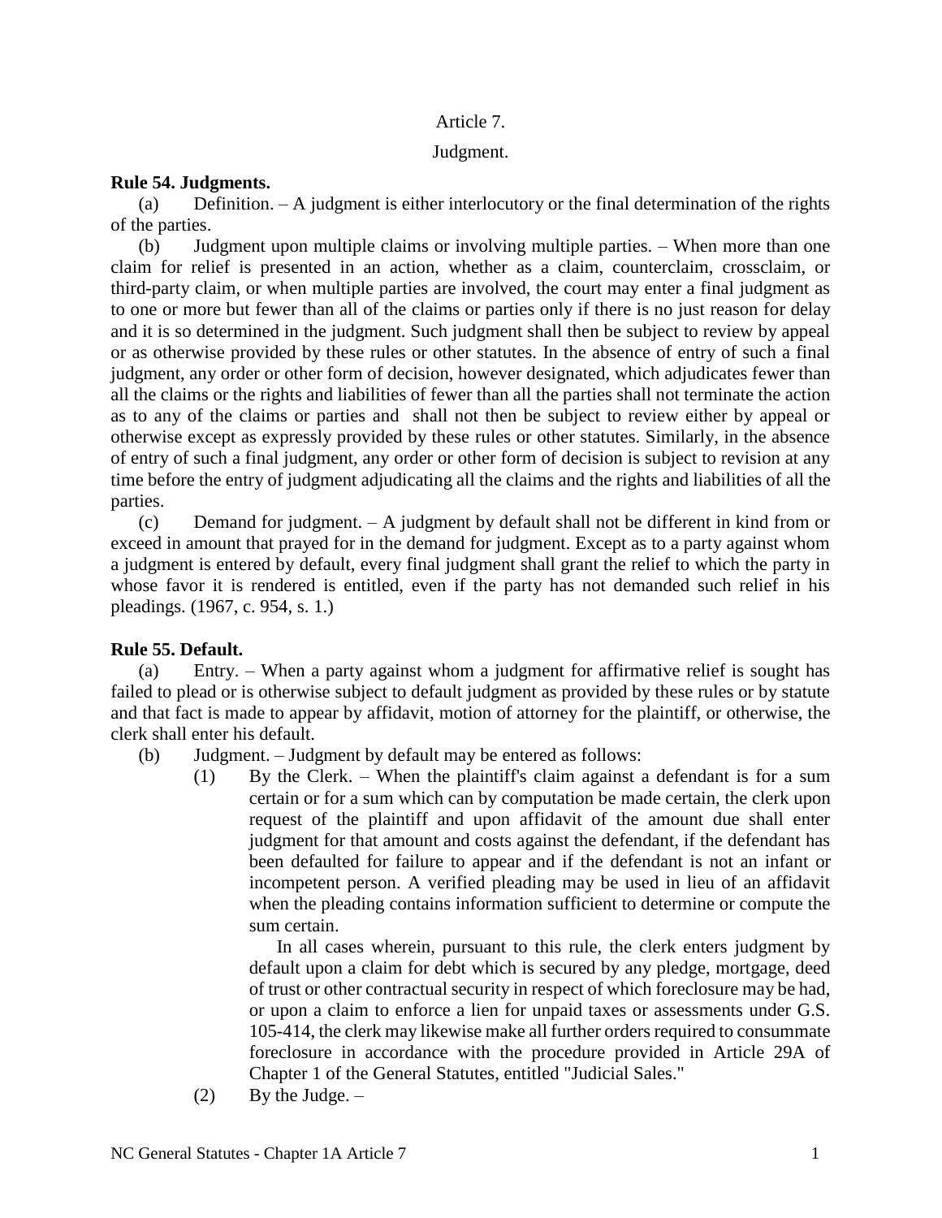# Article 7.

## Judgment.

### Rule 54. Judgments.

(a) Definition. – A judgment is either interlocutory or the final determination of the rights of the parties.

(b) Judgment upon multiple claims or involving multiple parties. – When more than one claim for relief is presented in an action, whether as a claim, counterclaim, crossclaim, or third-party claim, or when multiple parties are involved, the court may enter a final judgment as to one or more but fewer than all of the claims or parties only if there is no just reason for delay and it is so determined in the judgment. Such judgment shall then be subject to review by appeal or as otherwise provided by these rules or other statutes. In the absence of entry of such a final judgment, any order or other form of decision, however designated, which adjudicates fewer than all the claims or the rights and liabilities of fewer than all the parties shall not terminate the action as to any of the claims or parties and shall not then be subject to review either by appeal or otherwise except as expressly provided by these rules or other statutes. Similarly, in the absence of entry of such a final judgment, any order or other form of decision is subject to revision at any time before the entry of judgment adjudicating all the claims and the rights and liabilities of all the parties.

(c) Demand for judgment. – A judgment by default shall not be different in kind from or exceed in amount that prayed for in the demand for judgment. Except as to a party against whom a judgment is entered by default, every final judgment shall grant the relief to which the party in whose favor it is rendered is entitled, even if the party has not demanded such relief in his pleadings. (1967, c. 954, s. 1.)

### Rule 55. Default.

(a) Entry. – When a party against whom a judgment for affirmative relief is sought has failed to plead or is otherwise subject to default judgment as provided by these rules or by statute and that fact is made to appear by affidavit, motion of attorney for the plaintiff, or otherwise, the clerk shall enter his default.

(b) Judgment. – Judgment by default may be entered as follows:

(1) By the Clerk. – When the plaintiff's claim against a defendant is for a sum certain or for a sum which can by computation be made certain, the clerk upon request of the plaintiff and upon affidavit of the amount due shall enter judgment for that amount and costs against the defendant, if the defendant has been defaulted for failure to appear and if the defendant is not an infant or incompetent person. A verified pleading may be used in lieu of an affidavit when the pleading contains information sufficient to determine or compute the sum certain.

In all cases wherein, pursuant to this rule, the clerk enters judgment by default upon a claim for debt which is secured by any pledge, mortgage, deed of trust or other contractual security in respect of which foreclosure may be had, or upon a claim to enforce a lien for unpaid taxes or assessments under G.S. 105-414, the clerk may likewise make all further orders required to consummate foreclosure in accordance with the procedure provided in Article 29A of Chapter 1 of the General Statutes, entitled "Judicial Sales."

(2) By the Judge. –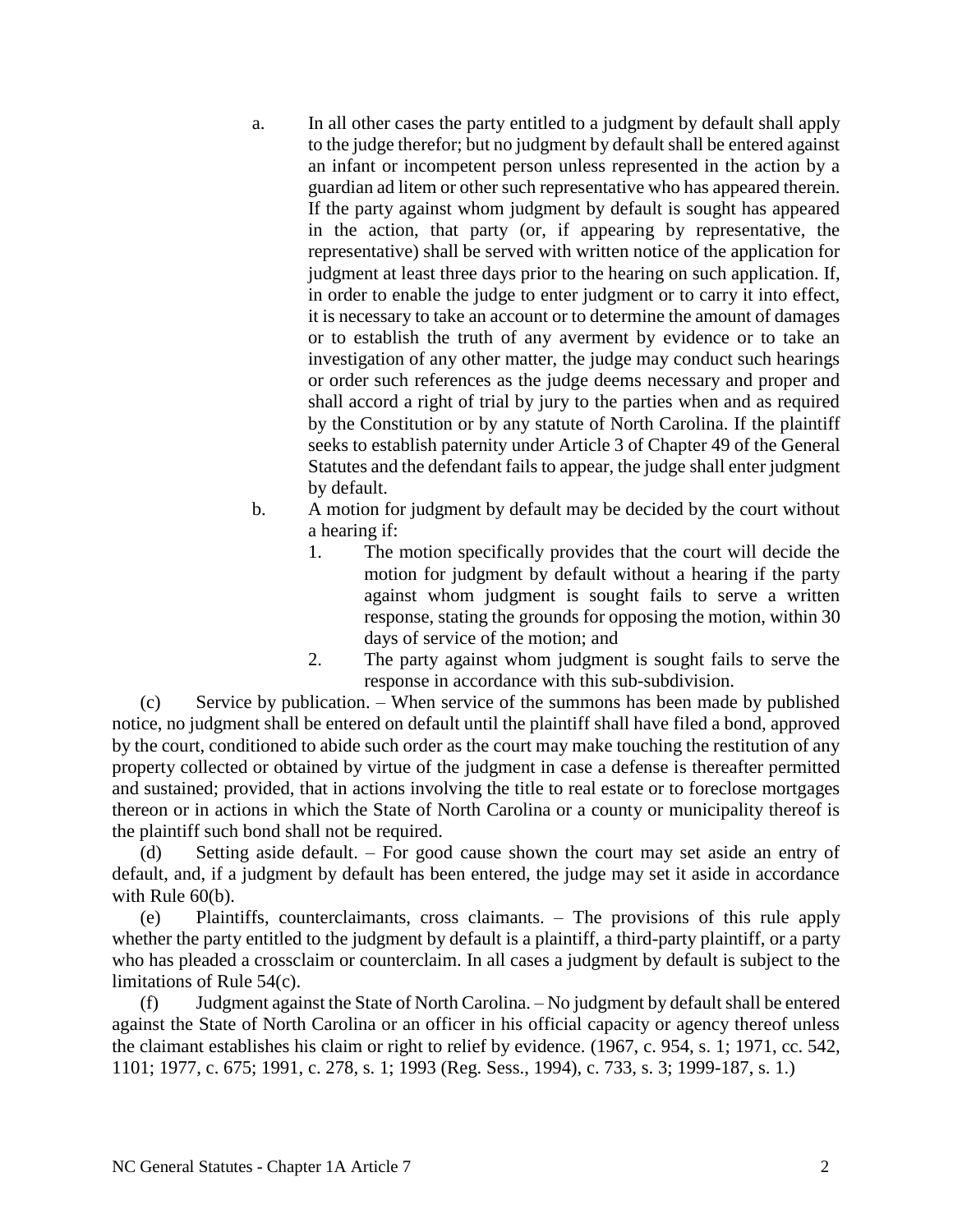a. In all other cases the party entitled to a judgment by default shall apply to the judge therefor; but no judgment by default shall be entered against an infant or incompetent person unless represented in the action by a guardian ad litem or other such representative who has appeared therein. If the party against whom judgment by default is sought has appeared in the action, that party (or, if appearing by representative, the representative) shall be served with written notice of the application for judgment at least three days prior to the hearing on such application. If, in order to enable the judge to enter judgment or to carry it into effect, it is necessary to take an account or to determine the amount of damages or to establish the truth of any averment by evidence or to take an investigation of any other matter, the judge may conduct such hearings or order such references as the judge deems necessary and proper and shall accord a right of trial by jury to the parties when and as required by the Constitution or by any statute of North Carolina. If the plaintiff seeks to establish paternity under Article 3 of Chapter 49 of the General Statutes and the defendant fails to appear, the judge shall enter judgment by default.

b. A motion for judgment by default may be decided by the court without a hearing if:
   1. The motion specifically provides that the court will decide the motion for judgment by default without a hearing if the party against whom judgment is sought fails to serve a written response, stating the grounds for opposing the motion, within 30 days of service of the motion; and
   2. The party against whom judgment is sought fails to serve the response in accordance with this sub-subdivision.

(c) Service by publication. – When service of the summons has been made by published notice, no judgment shall be entered on default until the plaintiff shall have filed a bond, approved by the court, conditioned to abide such order as the court may make touching the restitution of any property collected or obtained by virtue of the judgment in case a defense is thereafter permitted and sustained; provided, that in actions involving the title to real estate or to foreclose mortgages thereon or in actions in which the State of North Carolina or a county or municipality thereof is the plaintiff such bond shall not be required.

(d) Setting aside default. – For good cause shown the court may set aside an entry of default, and, if a judgment by default has been entered, the judge may set it aside in accordance with Rule 60(b).

(e) Plaintiffs, counterclaimants, cross claimants. – The provisions of this rule apply whether the party entitled to the judgment by default is a plaintiff, a third-party plaintiff, or a party who has pleaded a crossclaim or counterclaim. In all cases a judgment by default is subject to the limitations of Rule 54(c).

(f) Judgment against the State of North Carolina. – No judgment by default shall be entered against the State of North Carolina or an officer in his official capacity or agency thereof unless the claimant establishes his claim or right to relief by evidence. (1967, c. 954, s. 1; 1971, cc. 542, 1101; 1977, c. 675; 1991, c. 278, s. 1; 1993 (Reg. Sess., 1994), c. 733, s. 3; 1999-187, s. 1.)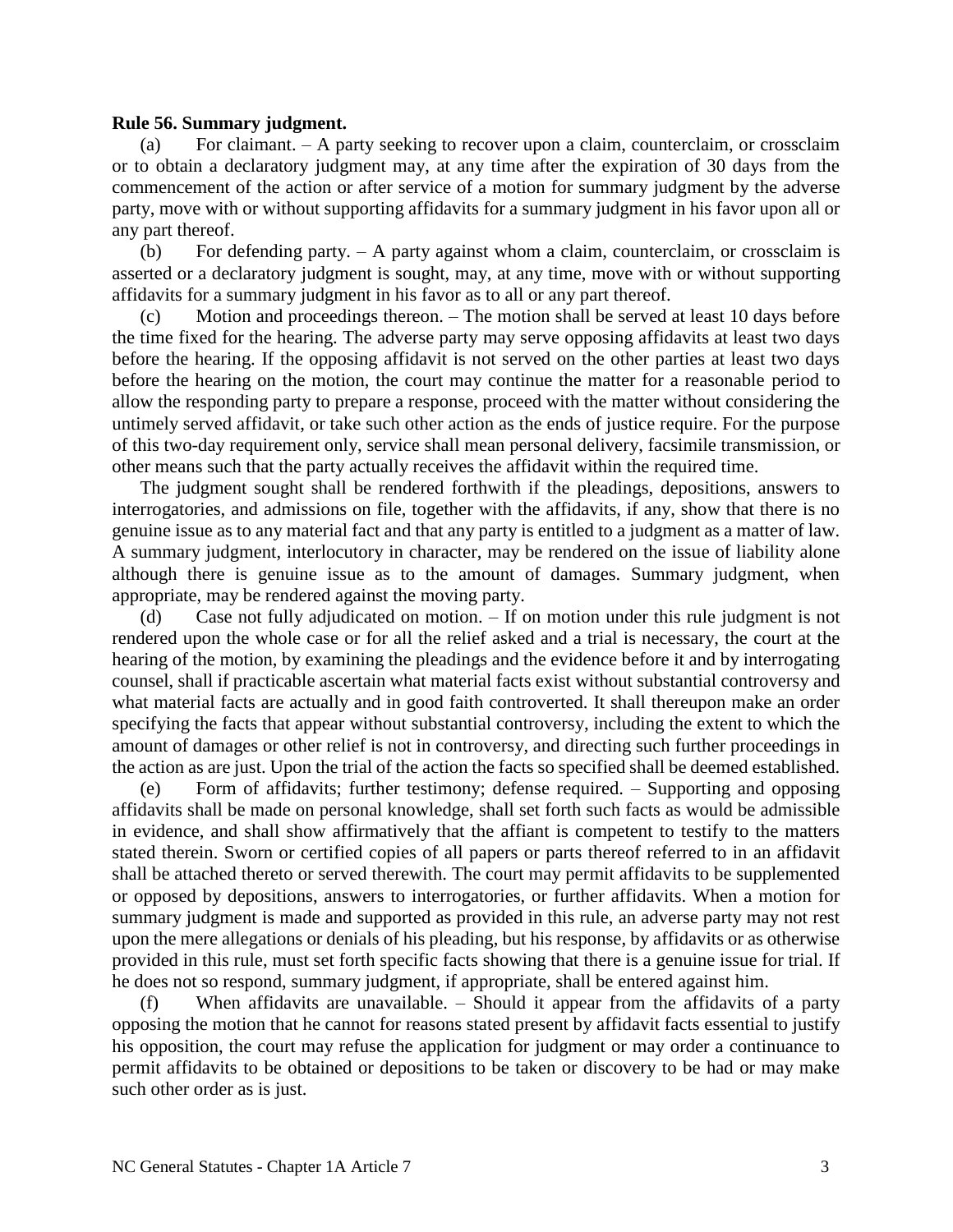**Rule 56. Summary judgment.**

(a) For claimant. – A party seeking to recover upon a claim, counterclaim, or crossclaim or to obtain a declaratory judgment may, at any time after the expiration of 30 days from the commencement of the action or after service of a motion for summary judgment by the adverse party, move with or without supporting affidavits for a summary judgment in his favor upon all or any part thereof.

(b) For defending party. – A party against whom a claim, counterclaim, or crossclaim is asserted or a declaratory judgment is sought, may, at any time, move with or without supporting affidavits for a summary judgment in his favor as to all or any part thereof.

(c) Motion and proceedings thereon. – The motion shall be served at least 10 days before the time fixed for the hearing. The adverse party may serve opposing affidavits at least two days before the hearing. If the opposing affidavit is not served on the other parties at least two days before the hearing on the motion, the court may continue the matter for a reasonable period to allow the responding party to prepare a response, proceed with the matter without considering the untimely served affidavit, or take such other action as the ends of justice require. For the purpose of this two-day requirement only, service shall mean personal delivery, facsimile transmission, or other means such that the party actually receives the affidavit within the required time.

The judgment sought shall be rendered forthwith if the pleadings, depositions, answers to interrogatories, and admissions on file, together with the affidavits, if any, show that there is no genuine issue as to any material fact and that any party is entitled to a judgment as a matter of law. A summary judgment, interlocutory in character, may be rendered on the issue of liability alone although there is genuine issue as to the amount of damages. Summary judgment, when appropriate, may be rendered against the moving party.

(d) Case not fully adjudicated on motion. – If on motion under this rule judgment is not rendered upon the whole case or for all the relief asked and a trial is necessary, the court at the hearing of the motion, by examining the pleadings and the evidence before it and by interrogating counsel, shall if practicable ascertain what material facts exist without substantial controversy and what material facts are actually and in good faith controverted. It shall thereupon make an order specifying the facts that appear without substantial controversy, including the extent to which the amount of damages or other relief is not in controversy, and directing such further proceedings in the action as are just. Upon the trial of the action the facts so specified shall be deemed established.

(e) Form of affidavits; further testimony; defense required. – Supporting and opposing affidavits shall be made on personal knowledge, shall set forth such facts as would be admissible in evidence, and shall show affirmatively that the affiant is competent to testify to the matters stated therein. Sworn or certified copies of all papers or parts thereof referred to in an affidavit shall be attached thereto or served therewith. The court may permit affidavits to be supplemented or opposed by depositions, answers to interrogatories, or further affidavits. When a motion for summary judgment is made and supported as provided in this rule, an adverse party may not rest upon the mere allegations or denials of his pleading, but his response, by affidavits or as otherwise provided in this rule, must set forth specific facts showing that there is a genuine issue for trial. If he does not so respond, summary judgment, if appropriate, shall be entered against him.

(f) When affidavits are unavailable. – Should it appear from the affidavits of a party opposing the motion that he cannot for reasons stated present by affidavit facts essential to justify his opposition, the court may refuse the application for judgment or may order a continuance to permit affidavits to be obtained or depositions to be taken or discovery to be had or may make such other order as is just.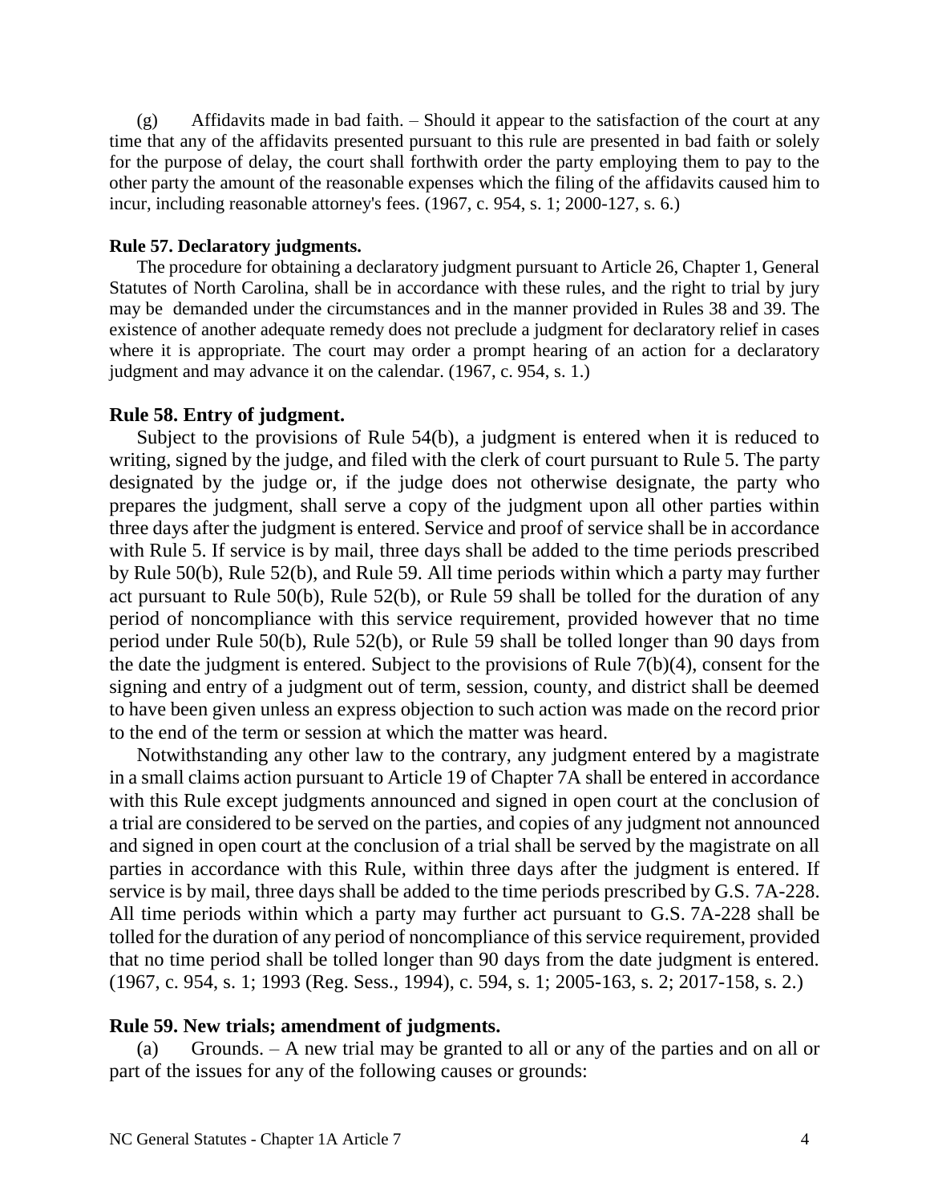(g) Affidavits made in bad faith. – Should it appear to the satisfaction of the court at any time that any of the affidavits presented pursuant to this rule are presented in bad faith or solely for the purpose of delay, the court shall forthwith order the party employing them to pay to the other party the amount of the reasonable expenses which the filing of the affidavits caused him to incur, including reasonable attorney's fees. (1967, c. 954, s. 1; 2000-127, s. 6.)

**Rule 57. Declaratory judgments.**

The procedure for obtaining a declaratory judgment pursuant to Article 26, Chapter 1, General Statutes of North Carolina, shall be in accordance with these rules, and the right to trial by jury may be demanded under the circumstances and in the manner provided in Rules 38 and 39. The existence of another adequate remedy does not preclude a judgment for declaratory relief in cases where it is appropriate. The court may order a prompt hearing of an action for a declaratory judgment and may advance it on the calendar. (1967, c. 954, s. 1.)

**Rule 58. Entry of judgment.**

Subject to the provisions of Rule 54(b), a judgment is entered when it is reduced to writing, signed by the judge, and filed with the clerk of court pursuant to Rule 5. The party designated by the judge or, if the judge does not otherwise designate, the party who prepares the judgment, shall serve a copy of the judgment upon all other parties within three days after the judgment is entered. Service and proof of service shall be in accordance with Rule 5. If service is by mail, three days shall be added to the time periods prescribed by Rule 50(b), Rule 52(b), and Rule 59. All time periods within which a party may further act pursuant to Rule 50(b), Rule 52(b), or Rule 59 shall be tolled for the duration of any period of noncompliance with this service requirement, provided however that no time period under Rule 50(b), Rule 52(b), or Rule 59 shall be tolled longer than 90 days from the date the judgment is entered. Subject to the provisions of Rule 7(b)(4), consent for the signing and entry of a judgment out of term, session, county, and district shall be deemed to have been given unless an express objection to such action was made on the record prior to the end of the term or session at which the matter was heard.

Notwithstanding any other law to the contrary, any judgment entered by a magistrate in a small claims action pursuant to Article 19 of Chapter 7A shall be entered in accordance with this Rule except judgments announced and signed in open court at the conclusion of a trial are considered to be served on the parties, and copies of any judgment not announced and signed in open court at the conclusion of a trial shall be served by the magistrate on all parties in accordance with this Rule, within three days after the judgment is entered. If service is by mail, three days shall be added to the time periods prescribed by G.S. 7A-228. All time periods within which a party may further act pursuant to G.S. 7A-228 shall be tolled for the duration of any period of noncompliance of this service requirement, provided that no time period shall be tolled longer than 90 days from the date judgment is entered. (1967, c. 954, s. 1; 1993 (Reg. Sess., 1994), c. 594, s. 1; 2005-163, s. 2; 2017-158, s. 2.)

**Rule 59. New trials; amendment of judgments.**

(a) Grounds. – A new trial may be granted to all or any of the parties and on all or part of the issues for any of the following causes or grounds: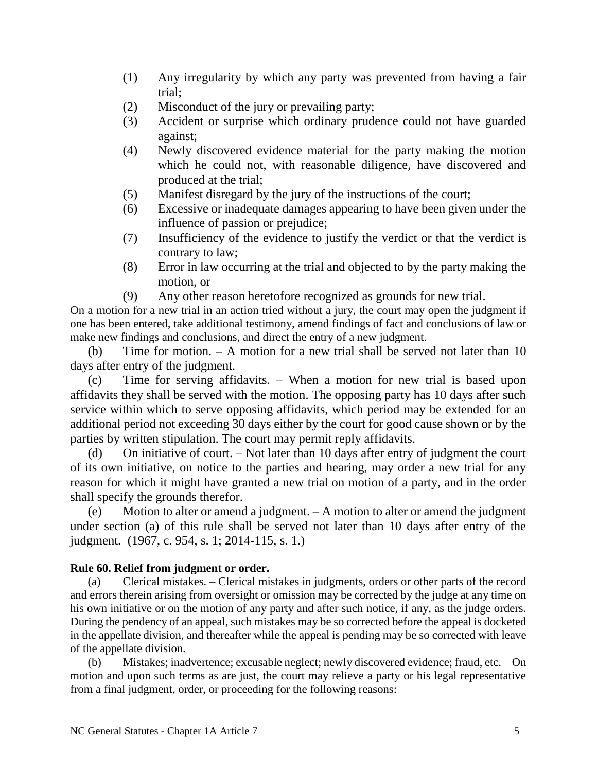(1) Any irregularity by which any party was prevented from having a fair trial;
(2) Misconduct of the jury or prevailing party;
(3) Accident or surprise which ordinary prudence could not have guarded against;
(4) Newly discovered evidence material for the party making the motion which he could not, with reasonable diligence, have discovered and produced at the trial;
(5) Manifest disregard by the jury of the instructions of the court;
(6) Excessive or inadequate damages appearing to have been given under the influence of passion or prejudice;
(7) Insufficiency of the evidence to justify the verdict or that the verdict is contrary to law;
(8) Error in law occurring at the trial and objected to by the party making the motion, or
(9) Any other reason heretofore recognized as grounds for new trial.

On a motion for a new trial in an action tried without a jury, the court may open the judgment if one has been entered, take additional testimony, amend findings of fact and conclusions of law or make new findings and conclusions, and direct the entry of a new judgment.

(b) Time for motion. – A motion for a new trial shall be served not later than 10 days after entry of the judgment.

(c) Time for serving affidavits. – When a motion for new trial is based upon affidavits they shall be served with the motion. The opposing party has 10 days after such service within which to serve opposing affidavits, which period may be extended for an additional period not exceeding 30 days either by the court for good cause shown or by the parties by written stipulation. The court may permit reply affidavits.

(d) On initiative of court. – Not later than 10 days after entry of judgment the court of its own initiative, on notice to the parties and hearing, may order a new trial for any reason for which it might have granted a new trial on motion of a party, and in the order shall specify the grounds therefor.

(e) Motion to alter or amend a judgment. – A motion to alter or amend the judgment under section (a) of this rule shall be served not later than 10 days after entry of the judgment. (1967, c. 954, s. 1; 2014-115, s. 1.)

**Rule 60. Relief from judgment or order.**

(a) Clerical mistakes. – Clerical mistakes in judgments, orders or other parts of the record and errors therein arising from oversight or omission may be corrected by the judge at any time on his own initiative or on the motion of any party and after such notice, if any, as the judge orders. During the pendency of an appeal, such mistakes may be so corrected before the appeal is docketed in the appellate division, and thereafter while the appeal is pending may be so corrected with leave of the appellate division.

(b) Mistakes; inadvertence; excusable neglect; newly discovered evidence; fraud, etc. – On motion and upon such terms as are just, the court may relieve a party or his legal representative from a final judgment, order, or proceeding for the following reasons: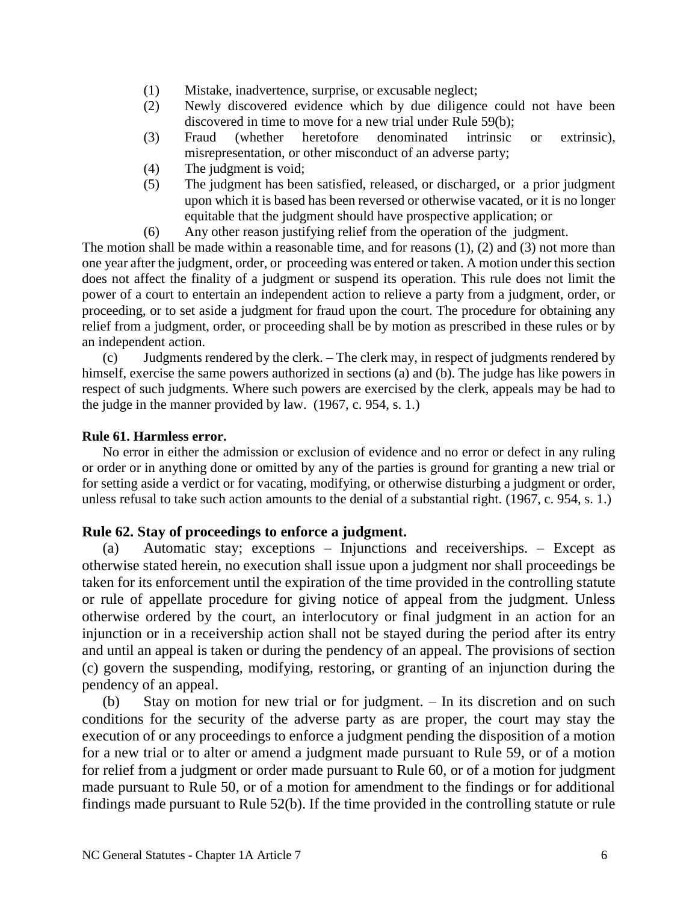(1) Mistake, inadvertence, surprise, or excusable neglect;
(2) Newly discovered evidence which by due diligence could not have been discovered in time to move for a new trial under Rule 59(b);
(3) Fraud (whether heretofore denominated intrinsic or extrinsic), misrepresentation, or other misconduct of an adverse party;
(4) The judgment is void;
(5) The judgment has been satisfied, released, or discharged, or a prior judgment upon which it is based has been reversed or otherwise vacated, or it is no longer equitable that the judgment should have prospective application; or
(6) Any other reason justifying relief from the operation of the judgment.

The motion shall be made within a reasonable time, and for reasons (1), (2) and (3) not more than one year after the judgment, order, or proceeding was entered or taken. A motion under this section does not affect the finality of a judgment or suspend its operation. This rule does not limit the power of a court to entertain an independent action to relieve a party from a judgment, order, or proceeding, or to set aside a judgment for fraud upon the court. The procedure for obtaining any relief from a judgment, order, or proceeding shall be by motion as prescribed in these rules or by an independent action.

(c) Judgments rendered by the clerk. – The clerk may, in respect of judgments rendered by himself, exercise the same powers authorized in sections (a) and (b). The judge has like powers in respect of such judgments. Where such powers are exercised by the clerk, appeals may be had to the judge in the manner provided by law. (1967, c. 954, s. 1.)

**Rule 61. Harmless error.**

No error in either the admission or exclusion of evidence and no error or defect in any ruling or order or in anything done or omitted by any of the parties is ground for granting a new trial or for setting aside a verdict or for vacating, modifying, or otherwise disturbing a judgment or order, unless refusal to take such action amounts to the denial of a substantial right. (1967, c. 954, s. 1.)

**Rule 62. Stay of proceedings to enforce a judgment.**

(a) Automatic stay; exceptions – Injunctions and receiverships. – Except as otherwise stated herein, no execution shall issue upon a judgment nor shall proceedings be taken for its enforcement until the expiration of the time provided in the controlling statute or rule of appellate procedure for giving notice of appeal from the judgment. Unless otherwise ordered by the court, an interlocutory or final judgment in an action for an injunction or in a receivership action shall not be stayed during the period after its entry and until an appeal is taken or during the pendency of an appeal. The provisions of section (c) govern the suspending, modifying, restoring, or granting of an injunction during the pendency of an appeal.

(b) Stay on motion for new trial or for judgment. – In its discretion and on such conditions for the security of the adverse party as are proper, the court may stay the execution of or any proceedings to enforce a judgment pending the disposition of a motion for a new trial or to alter or amend a judgment made pursuant to Rule 59, or of a motion for relief from a judgment or order made pursuant to Rule 60, or of a motion for judgment made pursuant to Rule 50, or of a motion for amendment to the findings or for additional findings made pursuant to Rule 52(b). If the time provided in the controlling statute or rule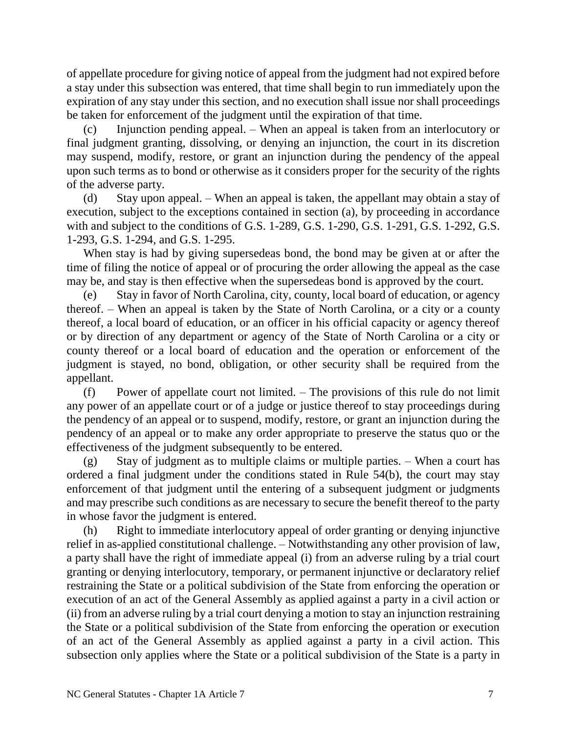of appellate procedure for giving notice of appeal from the judgment had not expired before a stay under this subsection was entered, that time shall begin to run immediately upon the expiration of any stay under this section, and no execution shall issue nor shall proceedings be taken for enforcement of the judgment until the expiration of that time.

(c) Injunction pending appeal. – When an appeal is taken from an interlocutory or final judgment granting, dissolving, or denying an injunction, the court in its discretion may suspend, modify, restore, or grant an injunction during the pendency of the appeal upon such terms as to bond or otherwise as it considers proper for the security of the rights of the adverse party.

(d) Stay upon appeal. – When an appeal is taken, the appellant may obtain a stay of execution, subject to the exceptions contained in section (a), by proceeding in accordance with and subject to the conditions of G.S. 1-289, G.S. 1-290, G.S. 1-291, G.S. 1-292, G.S. 1-293, G.S. 1-294, and G.S. 1-295.

When stay is had by giving supersedeas bond, the bond may be given at or after the time of filing the notice of appeal or of procuring the order allowing the appeal as the case may be, and stay is then effective when the supersedeas bond is approved by the court.

(e) Stay in favor of North Carolina, city, county, local board of education, or agency thereof. – When an appeal is taken by the State of North Carolina, or a city or a county thereof, a local board of education, or an officer in his official capacity or agency thereof or by direction of any department or agency of the State of North Carolina or a city or county thereof or a local board of education and the operation or enforcement of the judgment is stayed, no bond, obligation, or other security shall be required from the appellant.

(f) Power of appellate court not limited. – The provisions of this rule do not limit any power of an appellate court or of a judge or justice thereof to stay proceedings during the pendency of an appeal or to suspend, modify, restore, or grant an injunction during the pendency of an appeal or to make any order appropriate to preserve the status quo or the effectiveness of the judgment subsequently to be entered.

(g) Stay of judgment as to multiple claims or multiple parties. – When a court has ordered a final judgment under the conditions stated in Rule 54(b), the court may stay enforcement of that judgment until the entering of a subsequent judgment or judgments and may prescribe such conditions as are necessary to secure the benefit thereof to the party in whose favor the judgment is entered.

(h) Right to immediate interlocutory appeal of order granting or denying injunctive relief in as-applied constitutional challenge. – Notwithstanding any other provision of law, a party shall have the right of immediate appeal (i) from an adverse ruling by a trial court granting or denying interlocutory, temporary, or permanent injunctive or declaratory relief restraining the State or a political subdivision of the State from enforcing the operation or execution of an act of the General Assembly as applied against a party in a civil action or (ii) from an adverse ruling by a trial court denying a motion to stay an injunction restraining the State or a political subdivision of the State from enforcing the operation or execution of an act of the General Assembly as applied against a party in a civil action. This subsection only applies where the State or a political subdivision of the State is a party in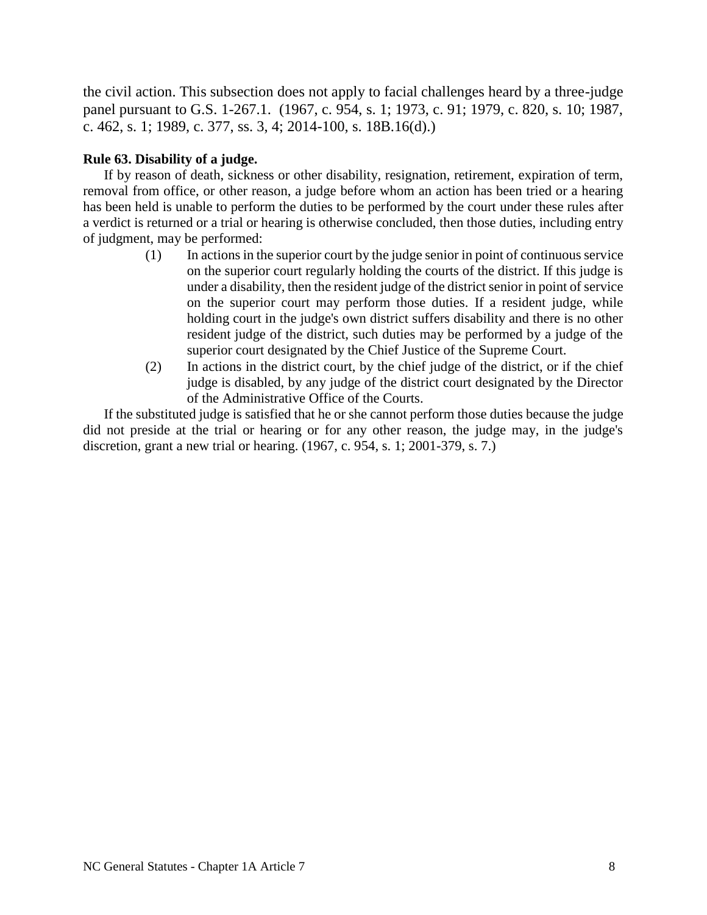the civil action. This subsection does not apply to facial challenges heard by a three-judge panel pursuant to G.S. 1-267.1. (1967, c. 954, s. 1; 1973, c. 91; 1979, c. 820, s. 10; 1987, c. 462, s. 1; 1989, c. 377, ss. 3, 4; 2014-100, s. 18B.16(d).)

**Rule 63. Disability of a judge.**

If by reason of death, sickness or other disability, resignation, retirement, expiration of term, removal from office, or other reason, a judge before whom an action has been tried or a hearing has been held is unable to perform the duties to be performed by the court under these rules after a verdict is returned or a trial or hearing is otherwise concluded, then those duties, including entry of judgment, may be performed:

(1) In actions in the superior court by the judge senior in point of continuous service on the superior court regularly holding the courts of the district. If this judge is under a disability, then the resident judge of the district senior in point of service on the superior court may perform those duties. If a resident judge, while holding court in the judge's own district suffers disability and there is no other resident judge of the district, such duties may be performed by a judge of the superior court designated by the Chief Justice of the Supreme Court.

(2) In actions in the district court, by the chief judge of the district, or if the chief judge is disabled, by any judge of the district court designated by the Director of the Administrative Office of the Courts.

If the substituted judge is satisfied that he or she cannot perform those duties because the judge did not preside at the trial or hearing or for any other reason, the judge may, in the judge's discretion, grant a new trial or hearing. (1967, c. 954, s. 1; 2001-379, s. 7.)